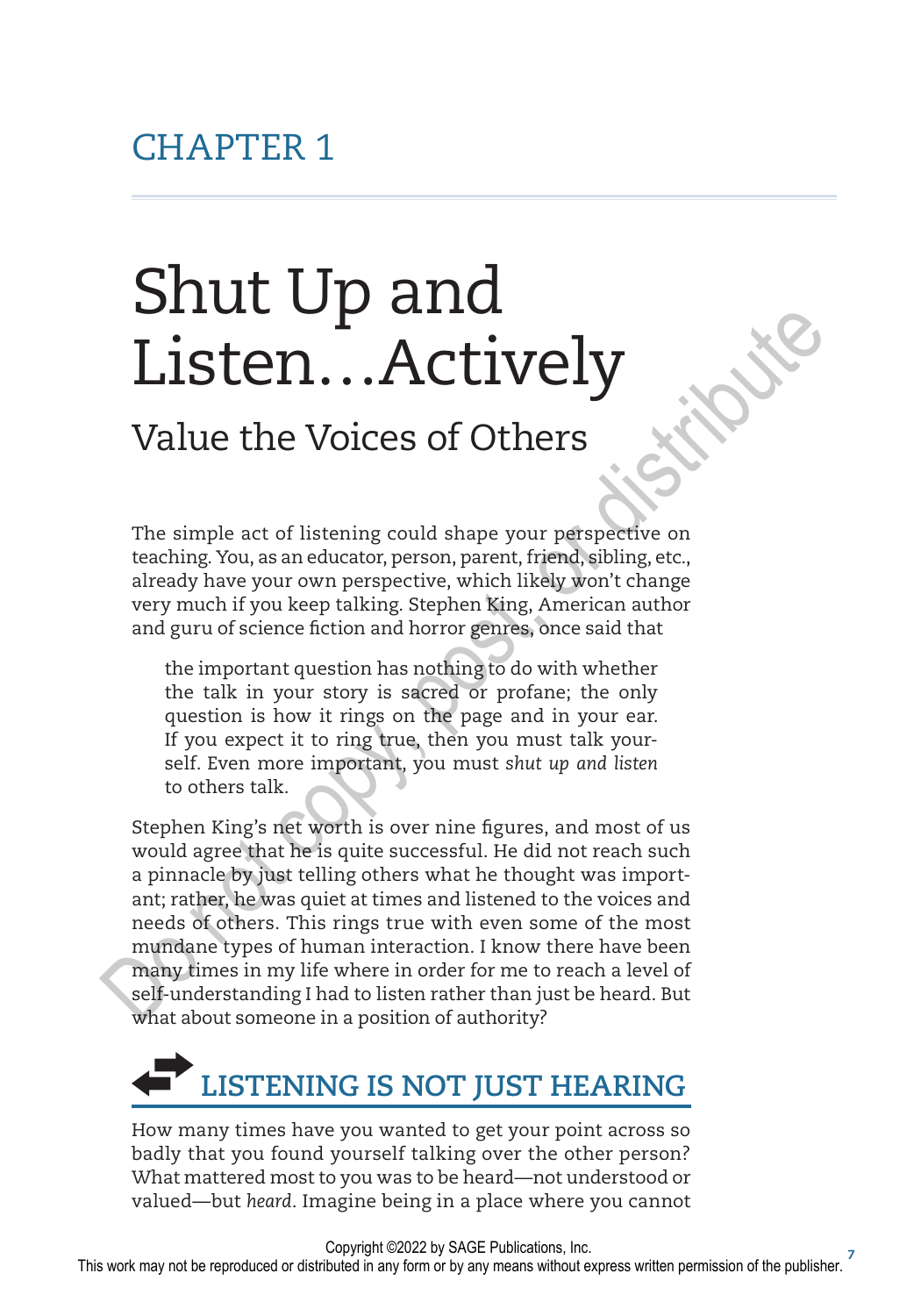CHAPTER 1

# Shut Up and Listen…Actively

## Value the Voices of Others

The simple act of listening could shape your perspective on teaching. You, as an educator, person, parent, friend, sibling, etc., already have your own perspective, which likely won't change very much if you keep talking. Stephen King, American author and guru of science fiction and horror genres, once said that

> the important question has nothing to do with whether the talk in your story is sacred or profane; the only question is how it rings on the page and in your ear. If you expect it to ring true, then you must talk yourself. Even more important, you must *shut up and listen* to others talk.

Stephen King's net worth is over nine figures, and most of us would agree that he is quite successful. He did not reach such a pinnacle by just telling others what he thought was important; rather, he was quiet at times and listened to the voices and needs of others. This rings true with even some of the most mundane types of human interaction. I know there have been many times in my life where in order for me to reach a level of self-understanding I had to listen rather than just be heard. But what about someone in a position of authority?

### LISTENING IS NOT JUST HEARING

How many times have you wanted to get your point across so badly that you found yourself talking over the other person? What mattered most to you was to be heard—not understood or valued—but *heard*. Imagine being in a place where you cannot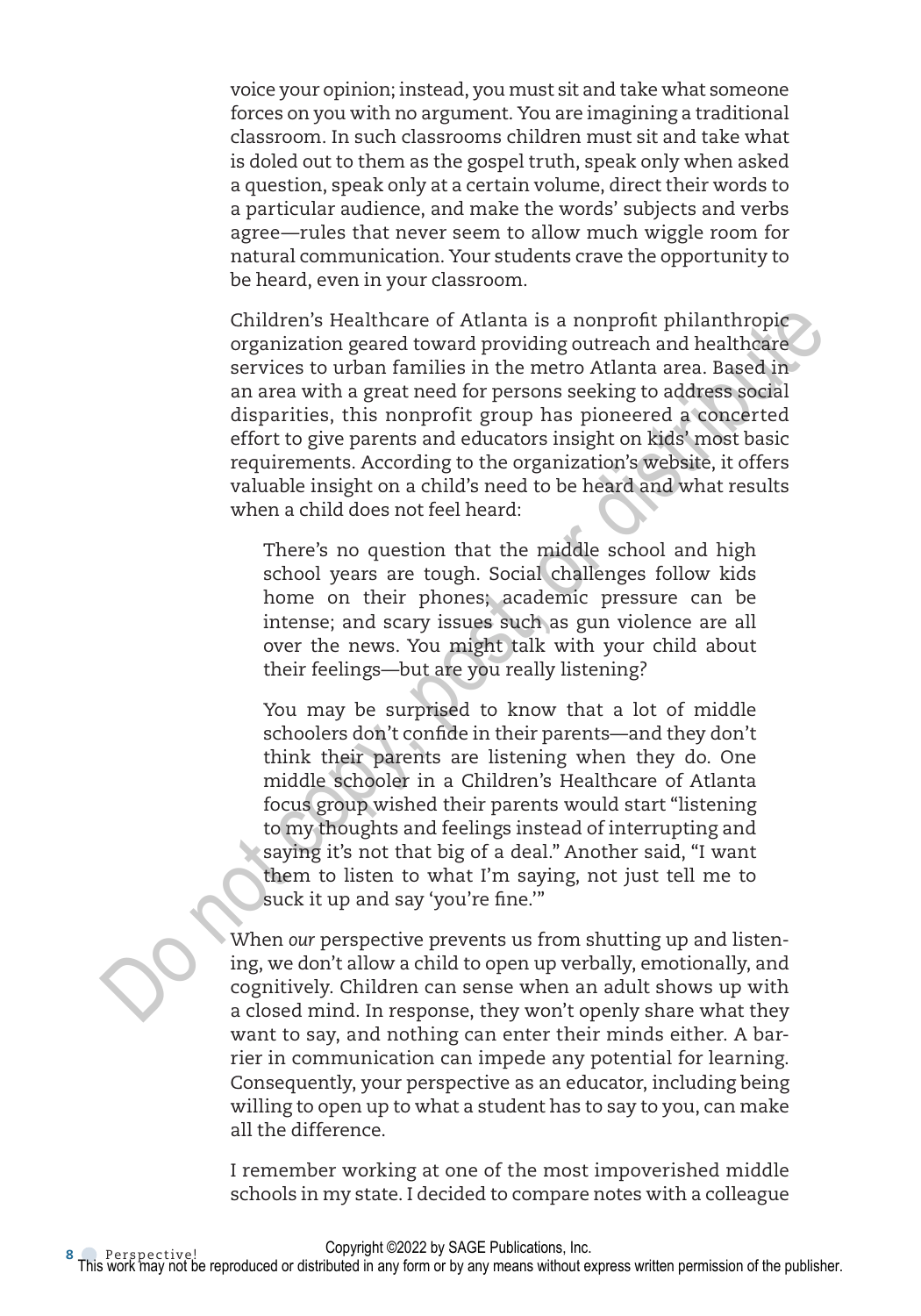voice your opinion; instead, you must sit and take what someone forces on you with no argument. You are imagining a traditional classroom. In such classrooms children must sit and take what is doled out to them as the gospel truth, speak only when asked a question, speak only at a certain volume, direct their words to a particular audience, and make the words' subjects and verbs agree—rules that never seem to allow much wiggle room for natural communication. Your students crave the opportunity to be heard, even in your classroom.

Children's Healthcare of Atlanta is a nonprofit philanthropic organization geared toward providing outreach and healthcare services to urban families in the metro Atlanta area. Based in an area with a great need for persons seeking to address social disparities, this nonprofit group has pioneered a concerted effort to give parents and educators insight on kids' most basic requirements. According to the organization's website, it offers valuable insight on a child's need to be heard and what results when a child does not feel heard:

> There's no question that the middle school and high school years are tough. Social challenges follow kids home on their phones; academic pressure can be intense; and scary issues such as gun violence are all over the news. You might talk with your child about their feelings—but are you really listening?
>
> You may be surprised to know that a lot of middle schoolers don't confide in their parents—and they don't think their parents are listening when they do. One middle schooler in a Children's Healthcare of Atlanta focus group wished their parents would start "listening to my thoughts and feelings instead of interrupting and saying it's not that big of a deal." Another said, "I want them to listen to what I'm saying, not just tell me to suck it up and say 'you're fine.'"

When *our* perspective prevents us from shutting up and listening, we don't allow a child to open up verbally, emotionally, and cognitively. Children can sense when an adult shows up with a closed mind. In response, they won't openly share what they want to say, and nothing can enter their minds either. A barrier in communication can impede any potential for learning. Consequently, your perspective as an educator, including being willing to open up to what a student has to say to you, can make all the difference.

I remember working at one of the most impoverished middle schools in my state. I decided to compare notes with a colleague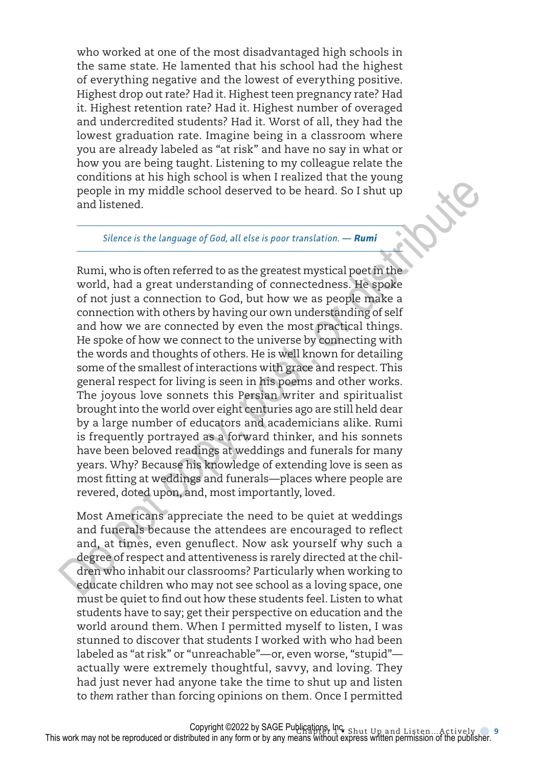who worked at one of the most disadvantaged high schools in the same state. He lamented that his school had the highest of everything negative and the lowest of everything positive. Highest drop out rate? Had it. Highest teen pregnancy rate? Had it. Highest retention rate? Had it. Highest number of overaged and undercredited students? Had it. Worst of all, they had the lowest graduation rate. Imagine being in a classroom where you are already labeled as "at risk" and have no say in what or how you are being taught. Listening to my colleague relate the conditions at his high school is when I realized that the young people in my middle school deserved to be heard. So I shut up and listened.

---

*Silence is the language of God, all else is poor translation.* — ***Rumi***

---

Rumi, who is often referred to as the greatest mystical poet in the world, had a great understanding of connectedness. He spoke of not just a connection to God, but how we as people make a connection with others by having our own understanding of self and how we are connected by even the most practical things. He spoke of how we connect to the universe by connecting with the words and thoughts of others. He is well known for detailing some of the smallest of interactions with grace and respect. This general respect for living is seen in his poems and other works. The joyous love sonnets this Persian writer and spiritualist brought into the world over eight centuries ago are still held dear by a large number of educators and academicians alike. Rumi is frequently portrayed as a forward thinker, and his sonnets have been beloved readings at weddings and funerals for many years. Why? Because his knowledge of extending love is seen as most fitting at weddings and funerals—places where people are revered, doted upon, and, most importantly, loved.

Most Americans appreciate the need to be quiet at weddings and funerals because the attendees are encouraged to reflect and, at times, even genuflect. Now ask yourself why such a degree of respect and attentiveness is rarely directed at the children who inhabit our classrooms? Particularly when working to educate children who may not see school as a loving space, one must be quiet to find out how these students feel. Listen to what students have to say; get their perspective on education and the world around them. When I permitted myself to listen, I was stunned to discover that students I worked with who had been labeled as "at risk" or "unreachable"—or, even worse, "stupid"—actually were extremely thoughtful, savvy, and loving. They had just never had anyone take the time to shut up and listen to *them* rather than forcing opinions on them. Once I permitted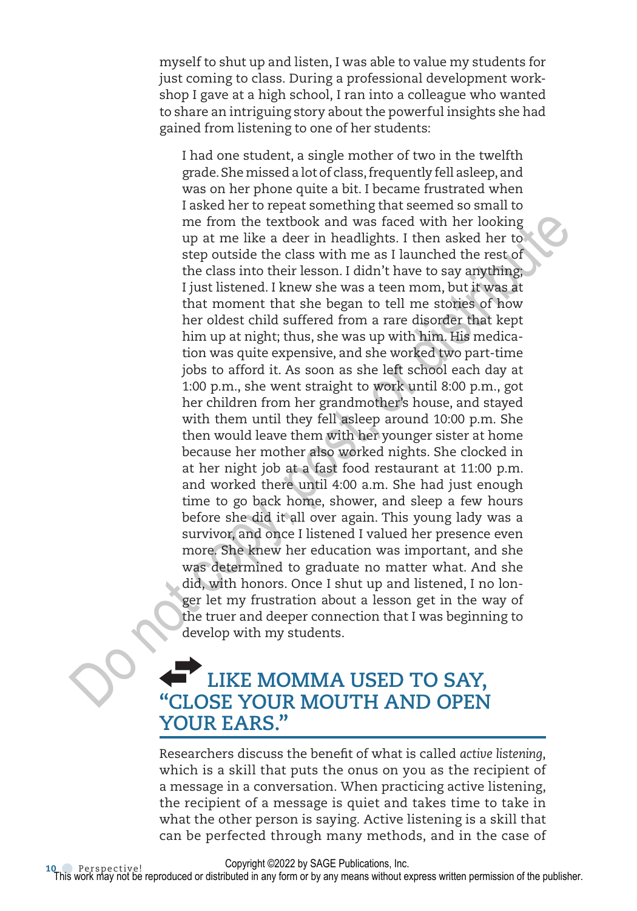myself to shut up and listen, I was able to value my students for just coming to class. During a professional development workshop I gave at a high school, I ran into a colleague who wanted to share an intriguing story about the powerful insights she had gained from listening to one of her students:

> I had one student, a single mother of two in the twelfth grade. She missed a lot of class, frequently fell asleep, and was on her phone quite a bit. I became frustrated when I asked her to repeat something that seemed so small to me from the textbook and was faced with her looking up at me like a deer in headlights. I then asked her to step outside the class with me as I launched the rest of the class into their lesson. I didn't have to say anything; I just listened. I knew she was a teen mom, but it was at that moment that she began to tell me stories of how her oldest child suffered from a rare disorder that kept him up at night; thus, she was up with him. His medication was quite expensive, and she worked two part-time jobs to afford it. As soon as she left school each day at 1:00 p.m., she went straight to work until 8:00 p.m., got her children from her grandmother's house, and stayed with them until they fell asleep around 10:00 p.m. She then would leave them with her younger sister at home because her mother also worked nights. She clocked in at her night job at a fast food restaurant at 11:00 p.m. and worked there until 4:00 a.m. She had just enough time to go back home, shower, and sleep a few hours before she did it all over again. This young lady was a survivor, and once I listened I valued her presence even more. She knew her education was important, and she was determined to graduate no matter what. And she did, with honors. Once I shut up and listened, I no longer let my frustration about a lesson get in the way of the truer and deeper connection that I was beginning to develop with my students.

## LIKE MOMMA USED TO SAY, "CLOSE YOUR MOUTH AND OPEN YOUR EARS."

Researchers discuss the benefit of what is called *active listening*, which is a skill that puts the onus on you as the recipient of a message in a conversation. When practicing active listening, the recipient of a message is quiet and takes time to take in what the other person is saying. Active listening is a skill that can be perfected through many methods, and in the case of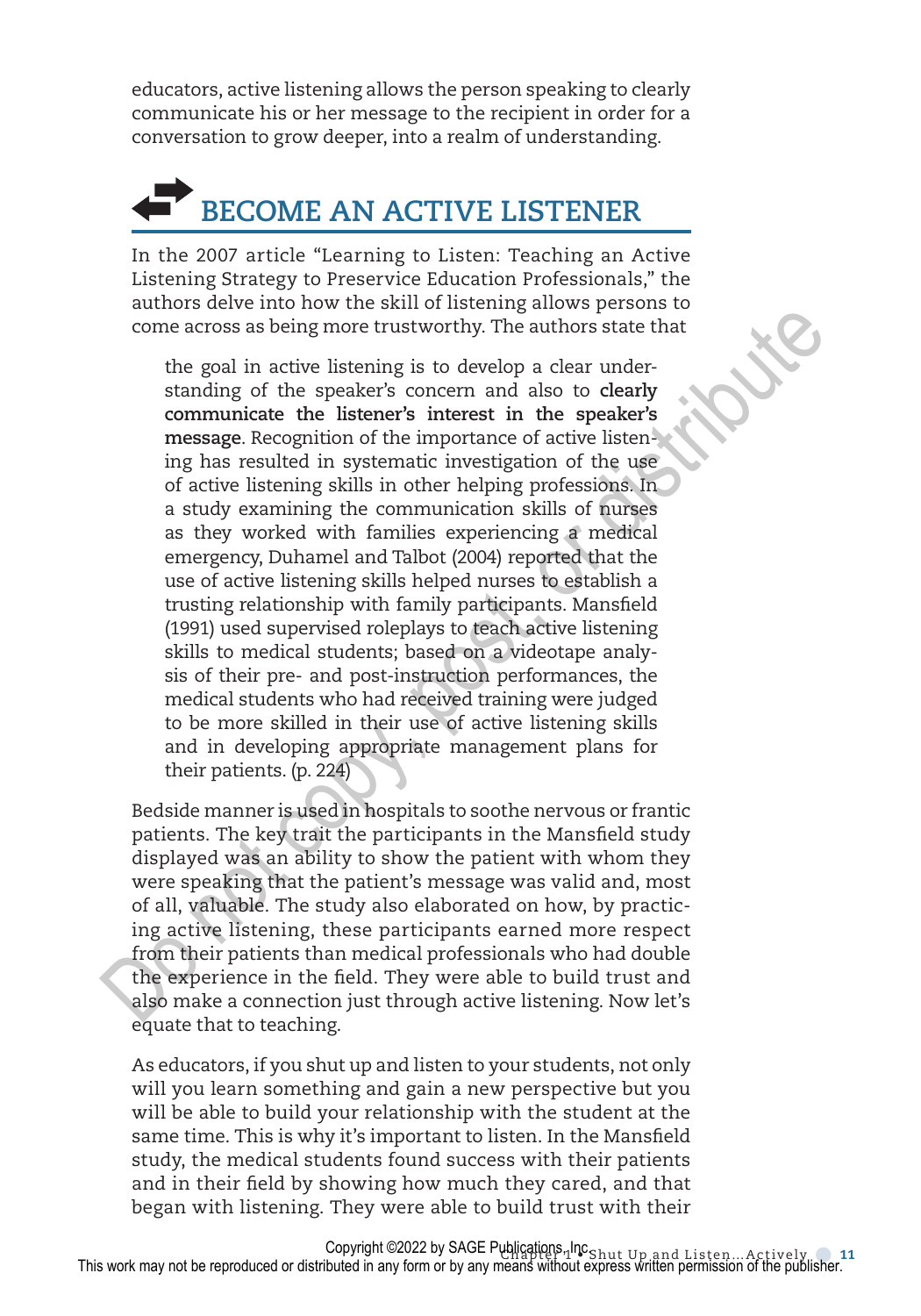educators, active listening allows the person speaking to clearly communicate his or her message to the recipient in order for a conversation to grow deeper, into a realm of understanding.

## BECOME AN ACTIVE LISTENER

In the 2007 article "Learning to Listen: Teaching an Active Listening Strategy to Preservice Education Professionals," the authors delve into how the skill of listening allows persons to come across as being more trustworthy. The authors state that

> the goal in active listening is to develop a clear understanding of the speaker's concern and also to **clearly communicate the listener's interest in the speaker's message**. Recognition of the importance of active listening has resulted in systematic investigation of the use of active listening skills in other helping professions. In a study examining the communication skills of nurses as they worked with families experiencing a medical emergency, Duhamel and Talbot (2004) reported that the use of active listening skills helped nurses to establish a trusting relationship with family participants. Mansfield (1991) used supervised roleplays to teach active listening skills to medical students; based on a videotape analysis of their pre- and post-instruction performances, the medical students who had received training were judged to be more skilled in their use of active listening skills and in developing appropriate management plans for their patients. (p. 224)

Bedside manner is used in hospitals to soothe nervous or frantic patients. The key trait the participants in the Mansfield study displayed was an ability to show the patient with whom they were speaking that the patient's message was valid and, most of all, valuable. The study also elaborated on how, by practicing active listening, these participants earned more respect from their patients than medical professionals who had double the experience in the field. They were able to build trust and also make a connection just through active listening. Now let's equate that to teaching.

As educators, if you shut up and listen to your students, not only will you learn something and gain a new perspective but you will be able to build your relationship with the student at the same time. This is why it's important to listen. In the Mansfield study, the medical students found success with their patients and in their field by showing how much they cared, and that began with listening. They were able to build trust with their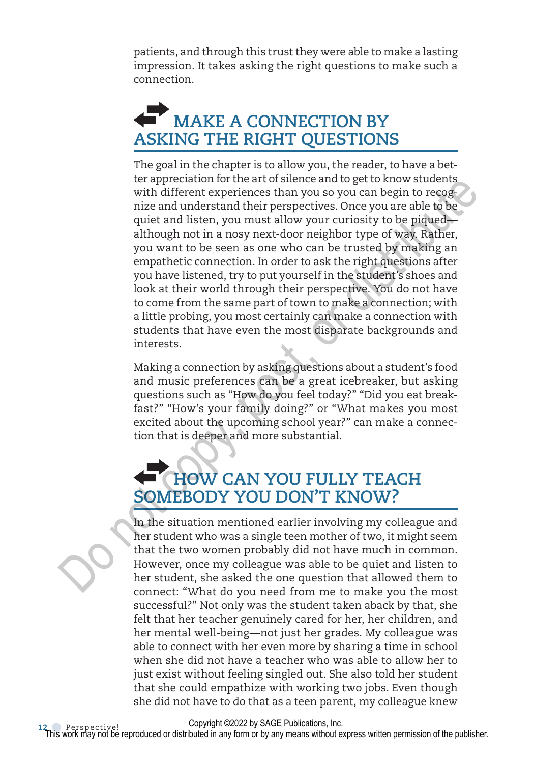patients, and through this trust they were able to make a lasting impression. It takes asking the right questions to make such a connection.

## MAKE A CONNECTION BY ASKING THE RIGHT QUESTIONS

The goal in the chapter is to allow you, the reader, to have a better appreciation for the art of silence and to get to know students with different experiences than you so you can begin to recognize and understand their perspectives. Once you are able to be quiet and listen, you must allow your curiosity to be piqued—although not in a nosy next-door neighbor type of way. Rather, you want to be seen as one who can be trusted by making an empathetic connection. In order to ask the right questions after you have listened, try to put yourself in the student's shoes and look at their world through their perspective. You do not have to come from the same part of town to make a connection; with a little probing, you most certainly can make a connection with students that have even the most disparate backgrounds and interests.

Making a connection by asking questions about a student's food and music preferences can be a great icebreaker, but asking questions such as "How do you feel today?" "Did you eat breakfast?" "How's your family doing?" or "What makes you most excited about the upcoming school year?" can make a connection that is deeper and more substantial.

## HOW CAN YOU FULLY TEACH SOMEBODY YOU DON'T KNOW?

In the situation mentioned earlier involving my colleague and her student who was a single teen mother of two, it might seem that the two women probably did not have much in common. However, once my colleague was able to be quiet and listen to her student, she asked the one question that allowed them to connect: "What do you need from me to make you the most successful?" Not only was the student taken aback by that, she felt that her teacher genuinely cared for her, her children, and her mental well-being—not just her grades. My colleague was able to connect with her even more by sharing a time in school when she did not have a teacher who was able to allow her to just exist without feeling singled out. She also told her student that she could empathize with working two jobs. Even though she did not have to do that as a teen parent, my colleague knew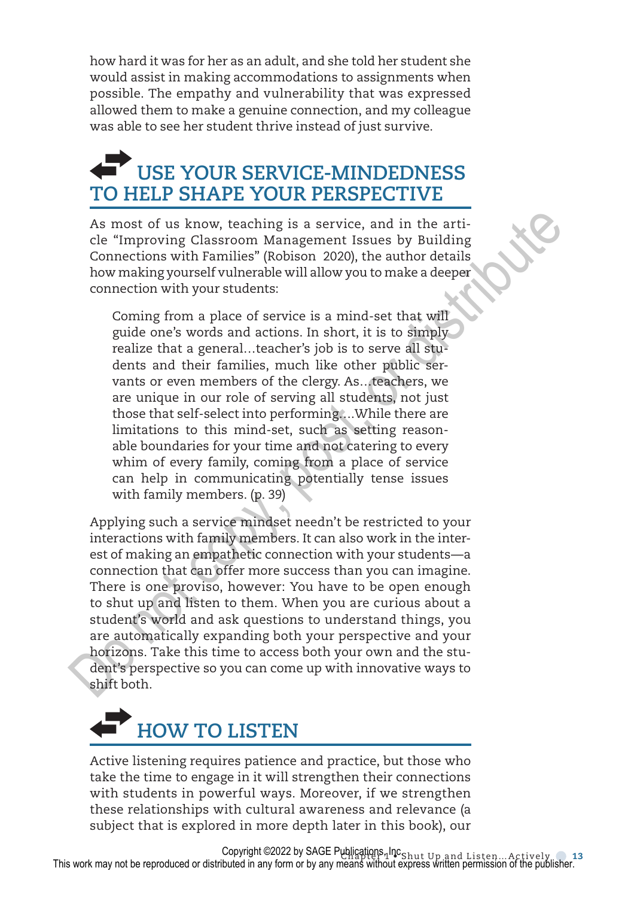how hard it was for her as an adult, and she told her student she would assist in making accommodations to assignments when possible. The empathy and vulnerability that was expressed allowed them to make a genuine connection, and my colleague was able to see her student thrive instead of just survive.

## USE YOUR SERVICE-MINDEDNESS TO HELP SHAPE YOUR PERSPECTIVE

As most of us know, teaching is a service, and in the article "Improving Classroom Management Issues by Building Connections with Families" (Robison 2020), the author details how making yourself vulnerable will allow you to make a deeper connection with your students:

> Coming from a place of service is a mind-set that will guide one's words and actions. In short, it is to simply realize that a general…teacher's job is to serve all students and their families, much like other public servants or even members of the clergy. As…teachers, we are unique in our role of serving all students, not just those that self-select into performing….While there are limitations to this mind-set, such as setting reasonable boundaries for your time and not catering to every whim of every family, coming from a place of service can help in communicating potentially tense issues with family members. (p. 39)

Applying such a service mindset needn't be restricted to your interactions with family members. It can also work in the interest of making an empathetic connection with your students—a connection that can offer more success than you can imagine. There is one proviso, however: You have to be open enough to shut up and listen to them. When you are curious about a student's world and ask questions to understand things, you are automatically expanding both your perspective and your horizons. Take this time to access both your own and the student's perspective so you can come up with innovative ways to shift both.

## HOW TO LISTEN

Active listening requires patience and practice, but those who take the time to engage in it will strengthen their connections with students in powerful ways. Moreover, if we strengthen these relationships with cultural awareness and relevance (a subject that is explored in more depth later in this book), our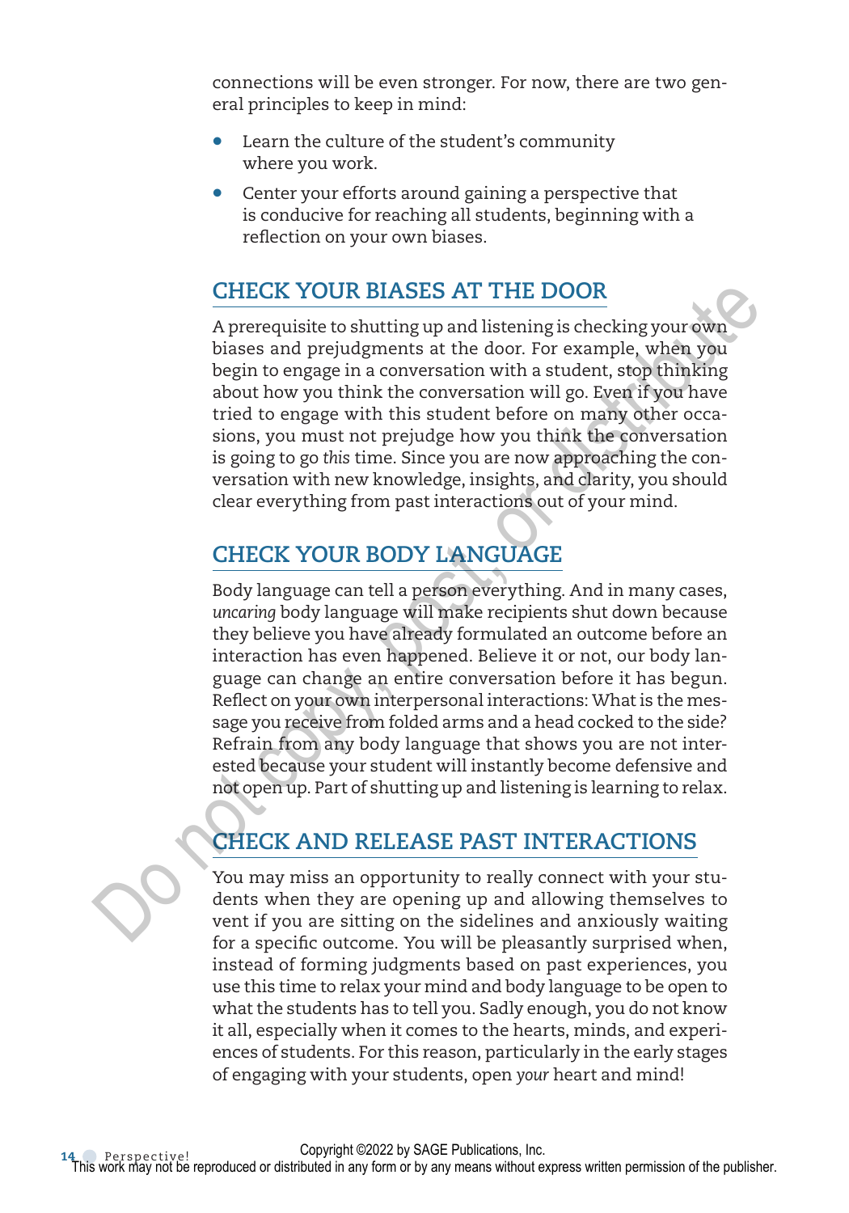connections will be even stronger. For now, there are two general principles to keep in mind:

- Learn the culture of the student's community where you work.
- Center your efforts around gaining a perspective that is conducive for reaching all students, beginning with a reflection on your own biases.

## CHECK YOUR BIASES AT THE DOOR

A prerequisite to shutting up and listening is checking your own biases and prejudgments at the door. For example, when you begin to engage in a conversation with a student, stop thinking about how you think the conversation will go. Even if you have tried to engage with this student before on many other occasions, you must not prejudge how you think the conversation is going to go *this* time. Since you are now approaching the conversation with new knowledge, insights, and clarity, you should clear everything from past interactions out of your mind.

## CHECK YOUR BODY LANGUAGE

Body language can tell a person everything. And in many cases, *uncaring* body language will make recipients shut down because they believe you have already formulated an outcome before an interaction has even happened. Believe it or not, our body language can change an entire conversation before it has begun. Reflect on your own interpersonal interactions: What is the message you receive from folded arms and a head cocked to the side? Refrain from any body language that shows you are not interested because your student will instantly become defensive and not open up. Part of shutting up and listening is learning to relax.

## CHECK AND RELEASE PAST INTERACTIONS

You may miss an opportunity to really connect with your students when they are opening up and allowing themselves to vent if you are sitting on the sidelines and anxiously waiting for a specific outcome. You will be pleasantly surprised when, instead of forming judgments based on past experiences, you use this time to relax your mind and body language to be open to what the students has to tell you. Sadly enough, you do not know it all, especially when it comes to the hearts, minds, and experiences of students. For this reason, particularly in the early stages of engaging with your students, open *your* heart and mind!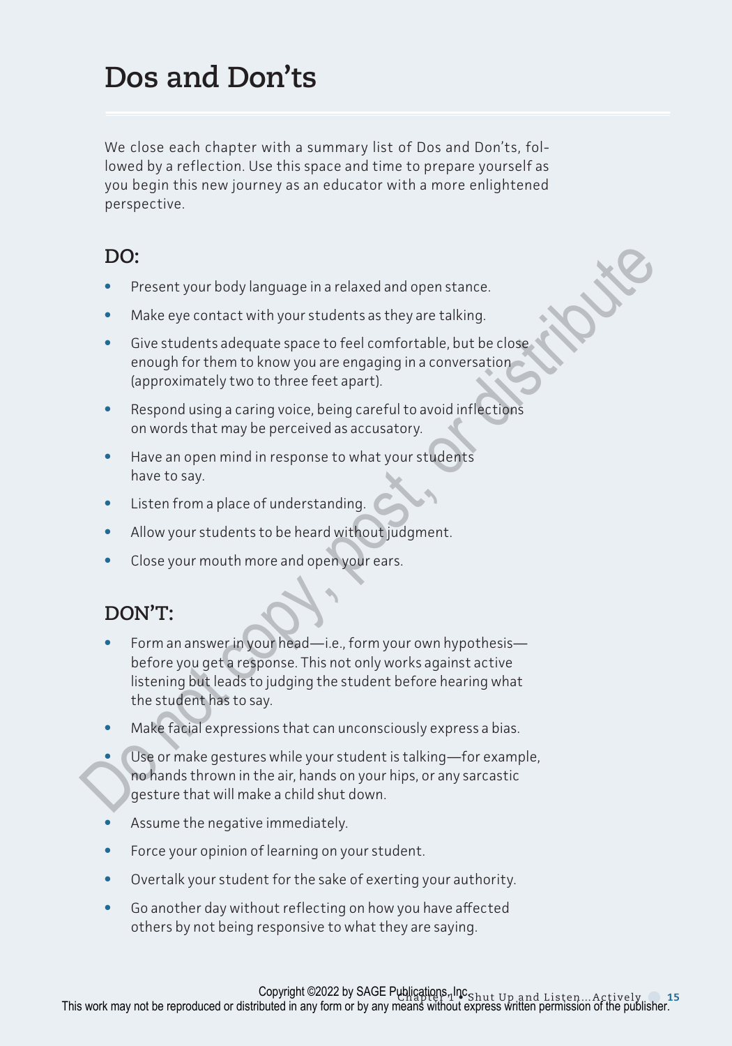# Dos and Don'ts

We close each chapter with a summary list of Dos and Don'ts, followed by a reflection. Use this space and time to prepare yourself as you begin this new journey as an educator with a more enlightened perspective.

## DO:

- Present your body language in a relaxed and open stance.
- Make eye contact with your students as they are talking.
- Give students adequate space to feel comfortable, but be close enough for them to know you are engaging in a conversation (approximately two to three feet apart).
- Respond using a caring voice, being careful to avoid inflections on words that may be perceived as accusatory.
- Have an open mind in response to what your students have to say.
- Listen from a place of understanding.
- Allow your students to be heard without judgment.
- Close your mouth more and open your ears.

## DON'T:

- Form an answer in your head—i.e., form your own hypothesis—before you get a response. This not only works against active listening but leads to judging the student before hearing what the student has to say.
- Make facial expressions that can unconsciously express a bias.
- Use or make gestures while your student is talking—for example, no hands thrown in the air, hands on your hips, or any sarcastic gesture that will make a child shut down.
- Assume the negative immediately.
- Force your opinion of learning on your student.
- Overtalk your student for the sake of exerting your authority.
- Go another day without reflecting on how you have affected others by not being responsive to what they are saying.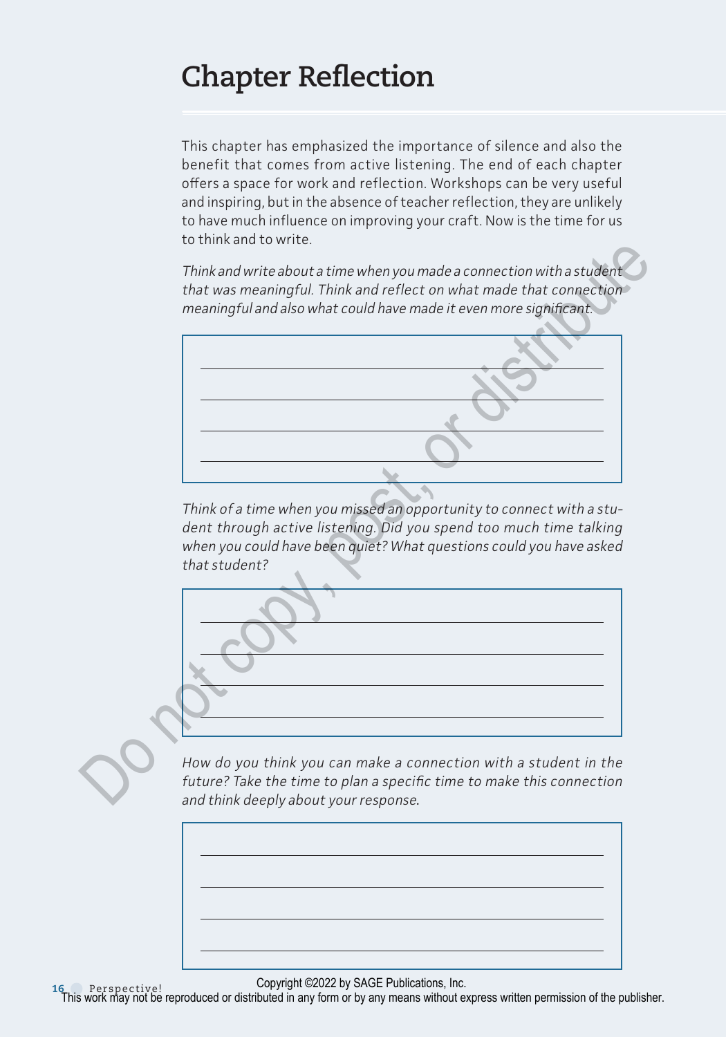# Chapter Reflection

This chapter has emphasized the importance of silence and also the benefit that comes from active listening. The end of each chapter offers a space for work and reflection. Workshops can be very useful and inspiring, but in the absence of teacher reflection, they are unlikely to have much influence on improving your craft. Now is the time for us to think and to write.

*Think and write about a time when you made a connection with a student that was meaningful. Think and reflect on what made that connection meaningful and also what could have made it even more significant.*

*Think of a time when you missed an opportunity to connect with a student through active listening. Did you spend too much time talking when you could have been quiet? What questions could you have asked that student?*

*How do you think you can make a connection with a student in the future? Take the time to plan a specific time to make this connection and think deeply about your response.*